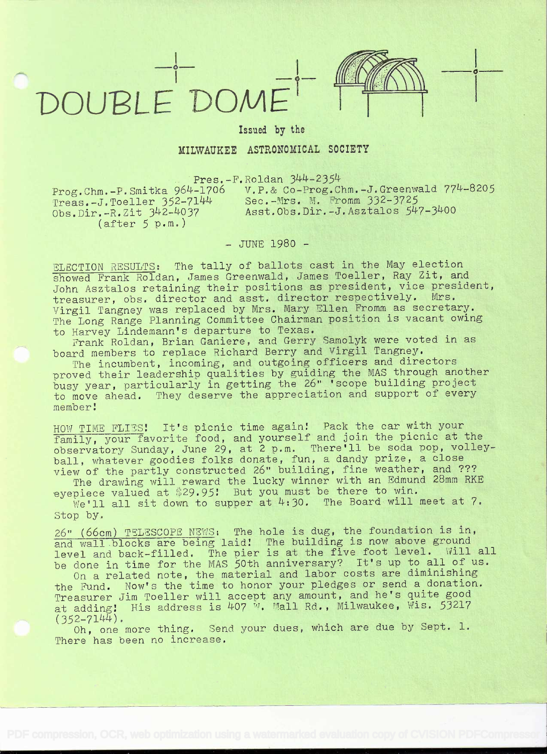# DOUBLE DOME

Issued by the

MILWAUKEE ASTRONOMICAL SOCIETY

Pres.-F.Roldan 344-2354
Prog.Chm.-P.Smitka 964-1706 V.P.& Co-Prog.Chm.-J.Greenwald 774-8205
Treas.-J.Toeller 352-7144 Sec.-Mrs. M. Fromm 332-3725
Obs.Dir.-R.Zit 342-4037 Asst.Obs.Dir.-J.Asztalos 547-3400
(after 5 p.m.)

- JUNE 1980 -

ELECTION RESULTS: The tally of ballots cast in the May election showed Frank Roldan, James Greenwald, James Toeller, Ray Zit, and John Asztalos retaining their positions as president, vice president, treasurer, obs. director and asst. director respectively. Mrs. Virgil Tangney was replaced by Mrs. Mary Ellen Fromm as secretary. The Long Range Planning Committee Chairman position is vacant owing to Harvey Lindemann's departure to Texas.

Frank Roldan, Brian Ganiere, and Gerry Samolyk were voted in as board members to replace Richard Berry and Virgil Tangney.

The incumbent, incoming, and outgoing officers and directors proved their leadership qualities by guiding the MAS through another busy year, particularly in getting the 26" 'scope building project to move ahead. They deserve the appreciation and support of every member!

HOW TIME FLIES! It's picnic time again! Pack the car with your family, your favorite food, and yourself and join the picnic at the observatory Sunday, June 29, at 2 p.m. There'll be soda pop, volleyball, whatever goodies folks donate, fun, a dandy prize, a close view of the partly constructed 26" building, fine weather, and ???

The drawing will reward the lucky winner with an Edmund 28mm RKE eyepiece valued at $29.95! But you must be there to win.

We'll all sit down to supper at 4:30. The Board will meet at 7. Stop by.

26" (66cm) TELESCOPE NEWS: The hole is dug, the foundation is in, and wall blocks are being laid! The building is now above ground level and back-filled. The pier is at the five foot level. Will all be done in time for the MAS 50th anniversary? It's up to all of us.

On a related note, the material and labor costs are diminishing the Fund. Now's the time to honor your pledges or send a donation. Treasurer Jim Toeller will accept any amount, and he's quite good at adding! His address is 407 W. Mall Rd., Milwaukee, Wis. 53217 (352-7144).

Oh, one more thing. Send your dues, which are due by Sept. 1. There has been no increase.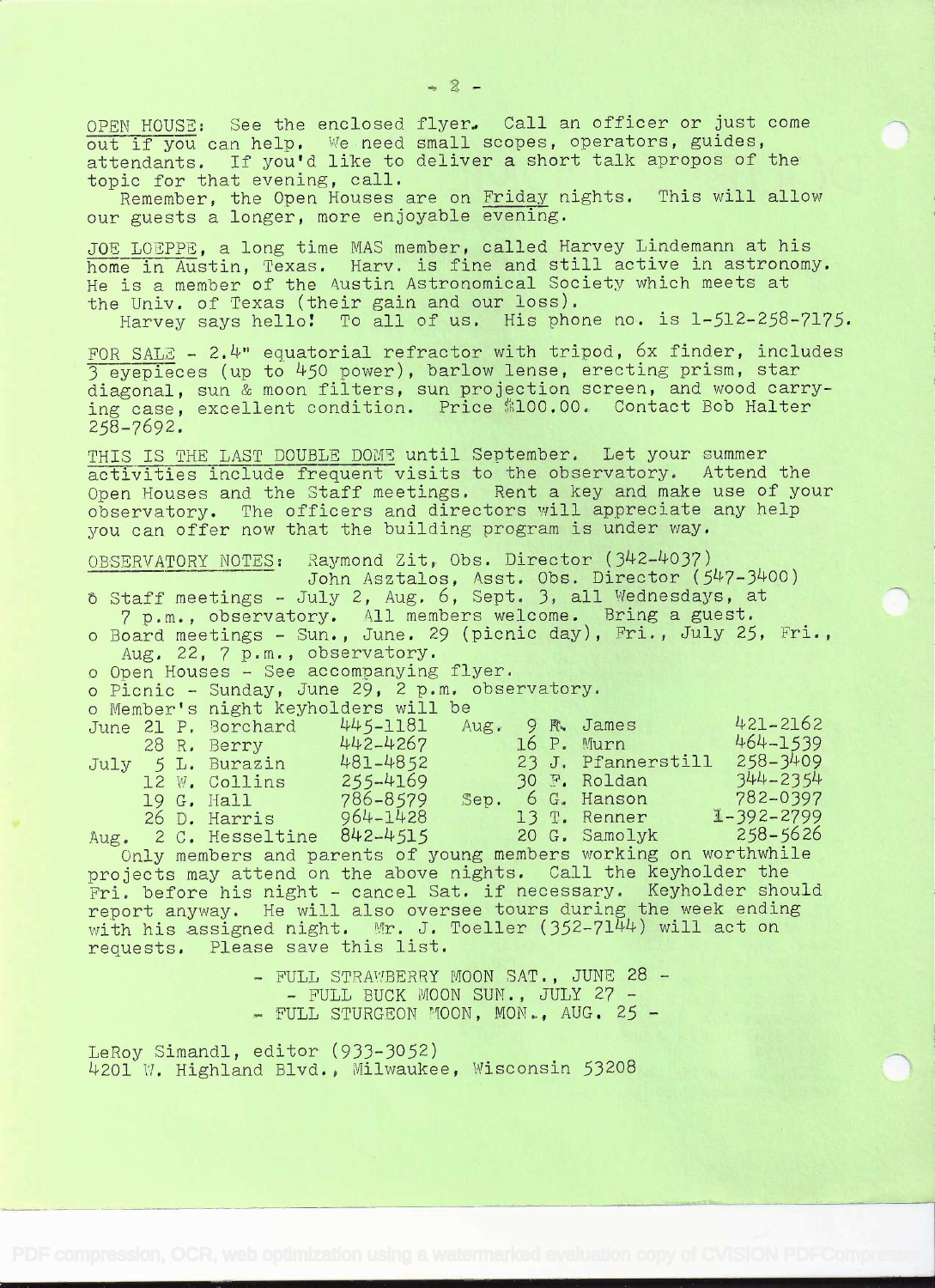OPEN HOUSE: See the enclosed flyer. Call an officer or just come out if you can help. We need small scopes, operators, guides, attendants. If you'd like to deliver a short talk apropos of the topic for that evening, call.

Remember, the Open Houses are on Friday nights. This will allow our guests a longer, more enjoyable evening.

JOE LOEPPE, a long time MAS member, called Harvey Lindemann at his home in Austin, Texas. Harv. is fine and still active in astronomy. He is a member of the Austin Astronomical Society which meets at the Univ. of Texas (their gain and our loss).

Harvey says hello! To all of us. His phone no. is 1-512-258-7175.

FOR SALE - 2.4" equatorial refractor with tripod, 6x finder, includes 3 eyepieces (up to 450 power), barlow lense, erecting prism, star diagonal, sun & moon filters, sun projection screen, and wood carrying case, excellent condition. Price $100.00. Contact Bob Halter 258-7692.

THIS IS THE LAST DOUBLE DOME until September. Let your summer activities include frequent visits to the observatory. Attend the Open Houses and the Staff meetings. Rent a key and make use of your observatory. The officers and directors will appreciate any help you can offer now that the building program is under way.

OBSERVATORY NOTES: Raymond Zit, Obs. Director (342-4037)
John Asztalos, Asst. Obs. Director (547-3400)

- Staff meetings - July 2, Aug. 6, Sept. 3, all Wednesdays, at 7 p.m., observatory. All members welcome. Bring a guest.
- Board meetings - Sun., June. 29 (picnic day), Fri., July 25, Fri., Aug. 22, 7 p.m., observatory.
- Open Houses - See accompanying flyer.
- Picnic - Sunday, June 29, 2 p.m. observatory.
- Member's night keyholders will be

| | | | | | | |
|---|---|---|---|---|---|---|
| June | 21 | P. Borchard | 445-1181 | Aug. | 9 R. James | 421-2162 |
| | 28 | R. Berry | 442-4267 | | 16 P. Murn | 464-1539 |
| July | 5 | L. Burazin | 481-4852 | | 23 J. Pfannerstill | 258-3409 |
| | 12 | W. Collins | 255-4169 | | 30 F. Roldan | 344-2354 |
| | 19 | G. Hall | 786-8579 | Sep. | 6 G. Hanson | 782-0397 |
| | 26 | D. Harris | 964-1428 | | 13 T. Renner | 1-392-2799 |
| Aug. | 2 | C. Hesseltine | 842-4515 | | 20 G. Samolyk | 258-5626 |

Only members and parents of young members working on worthwhile projects may attend on the above nights. Call the keyholder the Fri. before his night - cancel Sat. if necessary. Keyholder should report anyway. He will also oversee tours during the week ending with his assigned night. Mr. J. Toeller (352-7144) will act on requests. Please save this list.

- FULL STRAWBERRY MOON SAT., JUNE 28 -
- FULL BUCK MOON SUN., JULY 27 -
- FULL STURGEON MOON, MON., AUG. 25 -

LeRoy Simandl, editor (933-3052)
4201 W. Highland Blvd., Milwaukee, Wisconsin 53208